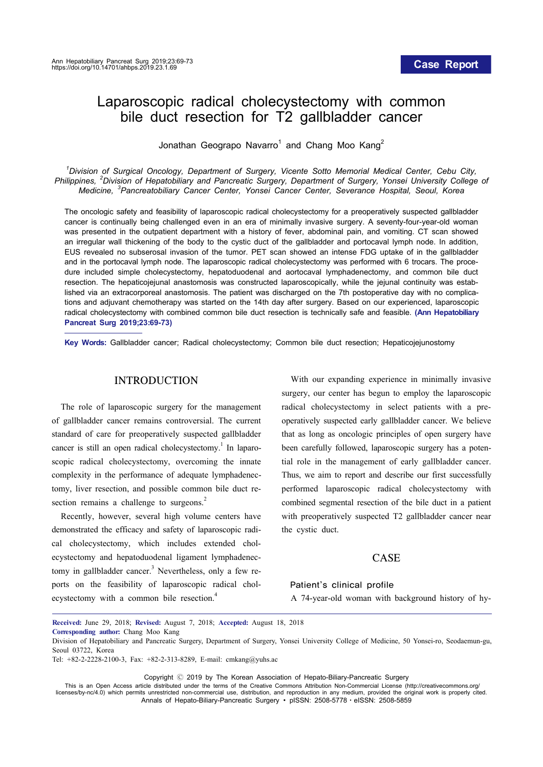Case Report

# Laparoscopic radical cholecystectomy with common bile duct resection for T2 gallbladder cancer

Jonathan Geograpo Navarro[1] and Chang Moo Kang[2]

[1]*Division of Surgical Oncology, Department of Surgery, Vicente Sotto Memorial Medical Center, Cebu City, Philippines,* [2]*Division of Hepatobiliary and Pancreatic Surgery, Department of Surgery, Yonsei University College of Medicine,* [3]*Pancreatobiliary Cancer Center, Yonsei Cancer Center, Severance Hospital, Seoul, Korea*

The oncologic safety and feasibility of laparoscopic radical cholecystectomy for a preoperatively suspected gallbladder cancer is continually being challenged even in an era of minimally invasive surgery. A seventy-four-year-old woman was presented in the outpatient department with a history of fever, abdominal pain, and vomiting. CT scan showed an irregular wall thickening of the body to the cystic duct of the gallbladder and portocaval lymph node. In addition, EUS revealed no subserosal invasion of the tumor. PET scan showed an intense FDG uptake of in the gallbladder and in the portocaval lymph node. The laparoscopic radical cholecystectomy was performed with 6 trocars. The procedure included simple cholecystectomy, hepatoduodenal and aortocaval lymphadenectomy, and common bile duct resection. The hepaticojejunal anastomosis was constructed laparoscopically, while the jejunal continuity was established via an extracorporeal anastomosis. The patient was discharged on the 7th postoperative day with no complications and adjuvant chemotherapy was started on the 14th day after surgery. Based on our experienced, laparoscopic radical cholecystectomy with combined common bile duct resection is technically safe and feasible. **(Ann Hepatobiliary Pancreat Surg 2019;23:69-73)**

**Key Words:** Gallbladder cancer; Radical cholecystectomy; Common bile duct resection; Hepaticojejunostomy

## INTRODUCTION

The role of laparoscopic surgery for the management of gallbladder cancer remains controversial. The current standard of care for preoperatively suspected gallbladder cancer is still an open radical cholecystectomy.[1] In laparoscopic radical cholecystectomy, overcoming the innate complexity in the performance of adequate lymphadenectomy, liver resection, and possible common bile duct resection remains a challenge to surgeons.[2]

Recently, however, several high volume centers have demonstrated the efficacy and safety of laparoscopic radical cholecystectomy, which includes extended cholecystectomy and hepatoduodenal ligament lymphadenectomy in gallbladder cancer.[3] Nevertheless, only a few reports on the feasibility of laparoscopic radical cholecystectomy with a common bile resection.[4]

With our expanding experience in minimally invasive surgery, our center has begun to employ the laparoscopic radical cholecystectomy in select patients with a preoperatively suspected early gallbladder cancer. We believe that as long as oncologic principles of open surgery have been carefully followed, laparoscopic surgery has a potential role in the management of early gallbladder cancer. Thus, we aim to report and describe our first successfully performed laparoscopic radical cholecystectomy with combined segmental resection of the bile duct in a patient with preoperatively suspected T2 gallbladder cancer near the cystic duct.

## CASE

### Patient's clinical profile

A 74-year-old woman with background history of hy-

**Received:** June 29, 2018; **Revised:** August 7, 2018; **Accepted:** August 18, 2018
**Corresponding author:** Chang Moo Kang
Division of Hepatobiliary and Pancreatic Surgery, Department of Surgery, Yonsei University College of Medicine, 50 Yonsei-ro, Seodaemun-gu, Seoul 03722, Korea
Tel: +82-2-2228-2100-3, Fax: +82-2-313-8289, E-mail: cmkang@yuhs.ac

Copyright © 2019 by The Korean Association of Hepato-Biliary-Pancreatic Surgery
This is an Open Access article distributed under the terms of the Creative Commons Attribution Non-Commercial License (http://creativecommons.org/licenses/by-nc/4.0) which permits unrestricted non-commercial use, distribution, and reproduction in any medium, provided the original work is properly cited.
Annals of Hepato-Biliary-Pancreatic Surgery • pISSN: 2508-5778 • eISSN: 2508-5859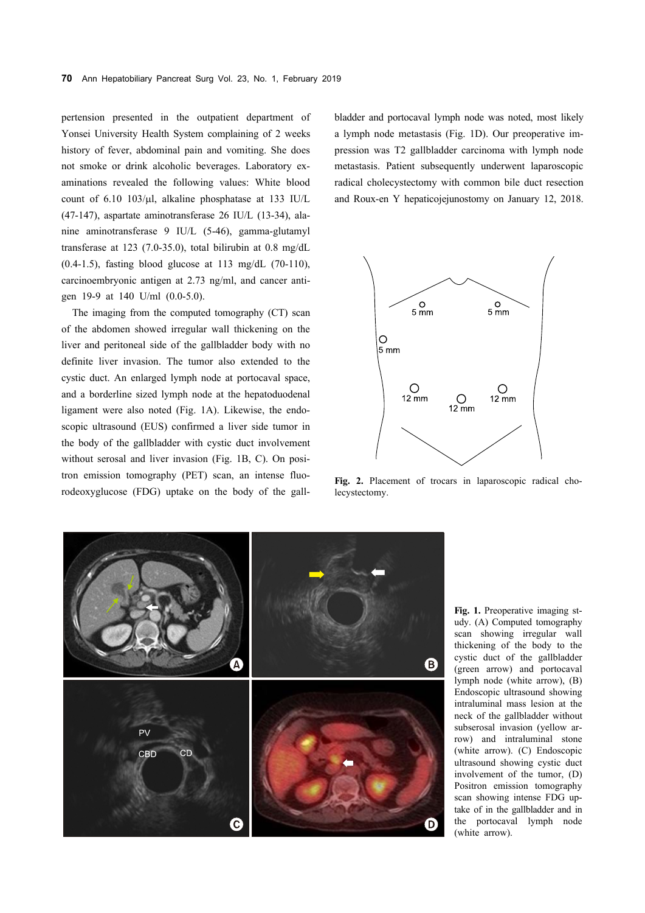pertension presented in the outpatient department of Yonsei University Health System complaining of 2 weeks history of fever, abdominal pain and vomiting. She does not smoke or drink alcoholic beverages. Laboratory examinations revealed the following values: White blood count of 6.10 $10^3$/μl, alkaline phosphatase at 133 IU/L (47-147), aspartate aminotransferase 26 IU/L (13-34), alanine aminotransferase 9 IU/L (5-46), gamma-glutamyl transferase at 123 (7.0-35.0), total bilirubin at 0.8 mg/dL (0.4-1.5), fasting blood glucose at 113 mg/dL (70-110), carcinoembryonic antigen at 2.73 ng/ml, and cancer antigen 19-9 at 140 U/ml (0.0-5.0).

The imaging from the computed tomography (CT) scan of the abdomen showed irregular wall thickening on the liver and peritoneal side of the gallbladder body with no definite liver invasion. The tumor also extended to the cystic duct. An enlarged lymph node at portocaval space, and a borderline sized lymph node at the hepatoduodenal ligament were also noted (Fig. 1A). Likewise, the endoscopic ultrasound (EUS) confirmed a liver side tumor in the body of the gallbladder with cystic duct involvement without serosal and liver invasion (Fig. 1B, C). On positron emission tomography (PET) scan, an intense fluorodeoxyglucose (FDG) uptake on the body of the gallbladder and portocaval lymph node was noted, most likely a lymph node metastasis (Fig. 1D). Our preoperative impression was T2 gallbladder carcinoma with lymph node metastasis. Patient subsequently underwent laparoscopic radical cholecystectomy with common bile duct resection and Roux-en Y hepaticojejunostomy on January 12, 2018.

**Fig. 2.** Placement of trocars in laparoscopic radical cholecystectomy.

**Fig. 1.** Preoperative imaging study. (A) Computed tomography scan showing irregular wall thickening of the body to the cystic duct of the gallbladder (green arrow) and portocaval lymph node (white arrow), (B) Endoscopic ultrasound showing intraluminal mass lesion at the neck of the gallbladder without subserosal invasion (yellow arrow) and intraluminal stone (white arrow). (C) Endoscopic ultrasound showing cystic duct involvement of the tumor, (D) Positron emission tomography scan showing intense FDG uptake of in the gallbladder and in the portocaval lymph node (white arrow).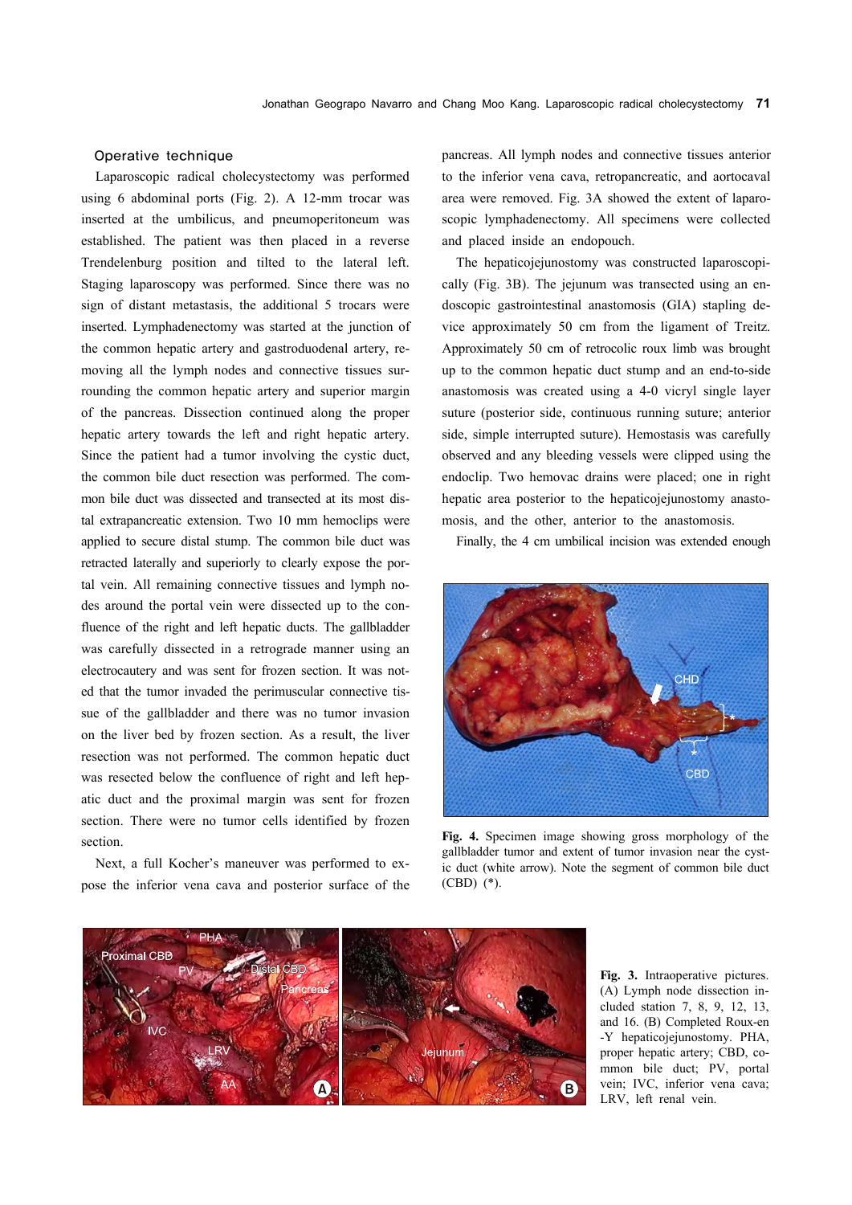### Operative technique

Laparoscopic radical cholecystectomy was performed using 6 abdominal ports (Fig. 2). A 12-mm trocar was inserted at the umbilicus, and pneumoperitoneum was established. The patient was then placed in a reverse Trendelenburg position and tilted to the lateral left. Staging laparoscopy was performed. Since there was no sign of distant metastasis, the additional 5 trocars were inserted. Lymphadenectomy was started at the junction of the common hepatic artery and gastroduodenal artery, removing all the lymph nodes and connective tissues surrounding the common hepatic artery and superior margin of the pancreas. Dissection continued along the proper hepatic artery towards the left and right hepatic artery. Since the patient had a tumor involving the cystic duct, the common bile duct resection was performed. The common bile duct was dissected and transected at its most distal extrapancreatic extension. Two 10 mm hemoclips were applied to secure distal stump. The common bile duct was retracted laterally and superiorly to clearly expose the portal vein. All remaining connective tissues and lymph nodes around the portal vein were dissected up to the confluence of the right and left hepatic ducts. The gallbladder was carefully dissected in a retrograde manner using an electrocautery and was sent for frozen section. It was noted that the tumor invaded the perimuscular connective tissue of the gallbladder and there was no tumor invasion on the liver bed by frozen section. As a result, the liver resection was not performed. The common hepatic duct was resected below the confluence of right and left hepatic duct and the proximal margin was sent for frozen section. There were no tumor cells identified by frozen section.

Next, a full Kocher's maneuver was performed to expose the inferior vena cava and posterior surface of the pancreas. All lymph nodes and connective tissues anterior to the inferior vena cava, retropancreatic, and aortocaval area were removed. Fig. 3A showed the extent of laparoscopic lymphadenectomy. All specimens were collected and placed inside an endopouch.

The hepaticojejunostomy was constructed laparoscopically (Fig. 3B). The jejunum was transected using an endoscopic gastrointestinal anastomosis (GIA) stapling device approximately 50 cm from the ligament of Treitz. Approximately 50 cm of retrocolic roux limb was brought up to the common hepatic duct stump and an end-to-side anastomosis was created using a 4-0 vicryl single layer suture (posterior side, continuous running suture; anterior side, simple interrupted suture). Hemostasis was carefully observed and any bleeding vessels were clipped using the endoclip. Two hemovac drains were placed; one in right hepatic area posterior to the hepaticojejunostomy anastomosis, and the other, anterior to the anastomosis.

Finally, the 4 cm umbilical incision was extended enough

**Fig. 4.** Specimen image showing gross morphology of the gallbladder tumor and extent of tumor invasion near the cystic duct (white arrow). Note the segment of common bile duct (CBD) (*).

**Fig. 3.** Intraoperative pictures. (A) Lymph node dissection included station 7, 8, 9, 12, 13, and 16. (B) Completed Roux-en-Y hepaticojejunostomy. PHA, proper hepatic artery; CBD, common bile duct; PV, portal vein; IVC, inferior vena cava; LRV, left renal vein.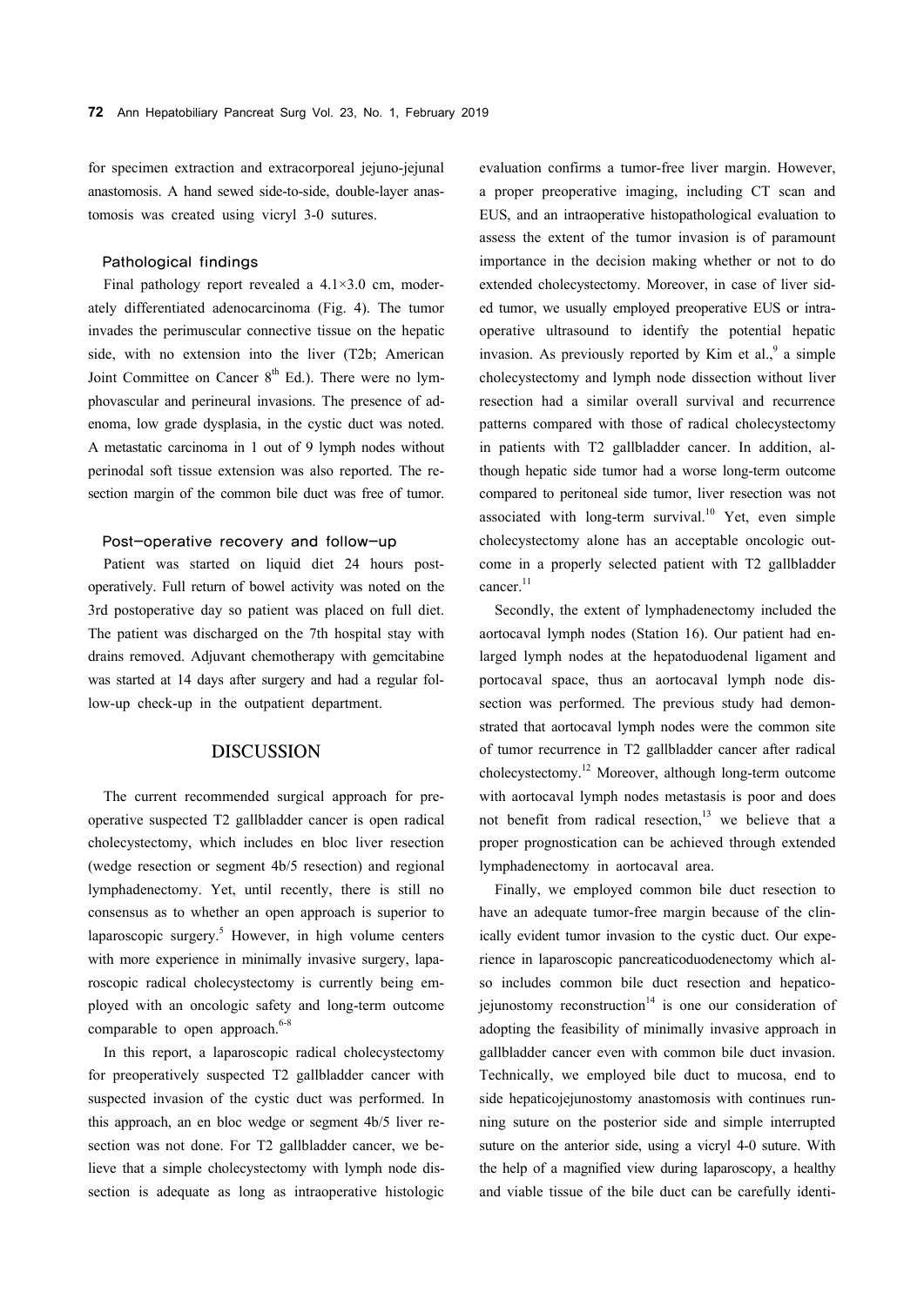for specimen extraction and extracorporeal jejuno-jejunal anastomosis. A hand sewed side-to-side, double-layer anastomosis was created using vicryl 3-0 sutures.

### Pathological findings

Final pathology report revealed a 4.1×3.0 cm, moderately differentiated adenocarcinoma (Fig. 4). The tumor invades the perimuscular connective tissue on the hepatic side, with no extension into the liver (T2b; American Joint Committee on Cancer 8th Ed.). There were no lymphovascular and perineural invasions. The presence of adenoma, low grade dysplasia, in the cystic duct was noted. A metastatic carcinoma in 1 out of 9 lymph nodes without perinodal soft tissue extension was also reported. The resection margin of the common bile duct was free of tumor.

### Post-operative recovery and follow-up

Patient was started on liquid diet 24 hours postoperatively. Full return of bowel activity was noted on the 3rd postoperative day so patient was placed on full diet. The patient was discharged on the 7th hospital stay with drains removed. Adjuvant chemotherapy with gemcitabine was started at 14 days after surgery and had a regular follow-up check-up in the outpatient department.

## DISCUSSION

The current recommended surgical approach for preoperative suspected T2 gallbladder cancer is open radical cholecystectomy, which includes en bloc liver resection (wedge resection or segment 4b/5 resection) and regional lymphadenectomy. Yet, until recently, there is still no consensus as to whether an open approach is superior to laparoscopic surgery.[5] However, in high volume centers with more experience in minimally invasive surgery, laparoscopic radical cholecystectomy is currently being employed with an oncologic safety and long-term outcome comparable to open approach.[6-8]

In this report, a laparoscopic radical cholecystectomy for preoperatively suspected T2 gallbladder cancer with suspected invasion of the cystic duct was performed. In this approach, an en bloc wedge or segment 4b/5 liver resection was not done. For T2 gallbladder cancer, we believe that a simple cholecystectomy with lymph node dissection is adequate as long as intraoperative histologic evaluation confirms a tumor-free liver margin. However, a proper preoperative imaging, including CT scan and EUS, and an intraoperative histopathological evaluation to assess the extent of the tumor invasion is of paramount importance in the decision making whether or not to do extended cholecystectomy. Moreover, in case of liver sided tumor, we usually employed preoperative EUS or intraoperative ultrasound to identify the potential hepatic invasion. As previously reported by Kim et al.,[9] a simple cholecystectomy and lymph node dissection without liver resection had a similar overall survival and recurrence patterns compared with those of radical cholecystectomy in patients with T2 gallbladder cancer. In addition, although hepatic side tumor had a worse long-term outcome compared to peritoneal side tumor, liver resection was not associated with long-term survival.[10] Yet, even simple cholecystectomy alone has an acceptable oncologic outcome in a properly selected patient with T2 gallbladder cancer.[11]

Secondly, the extent of lymphadenectomy included the aortocaval lymph nodes (Station 16). Our patient had enlarged lymph nodes at the hepatoduodenal ligament and portocaval space, thus an aortocaval lymph node dissection was performed. The previous study had demonstrated that aortocaval lymph nodes were the common site of tumor recurrence in T2 gallbladder cancer after radical cholecystectomy.[12] Moreover, although long-term outcome with aortocaval lymph nodes metastasis is poor and does not benefit from radical resection,[13] we believe that a proper prognostication can be achieved through extended lymphadenectomy in aortocaval area.

Finally, we employed common bile duct resection to have an adequate tumor-free margin because of the clinically evident tumor invasion to the cystic duct. Our experience in laparoscopic pancreaticoduodenectomy which also includes common bile duct resection and hepaticojejunostomy reconstruction[14] is one our consideration of adopting the feasibility of minimally invasive approach in gallbladder cancer even with common bile duct invasion. Technically, we employed bile duct to mucosa, end to side hepaticojejunostomy anastomosis with continues running suture on the posterior side and simple interrupted suture on the anterior side, using a vicryl 4-0 suture. With the help of a magnified view during laparoscopy, a healthy and viable tissue of the bile duct can be carefully identi-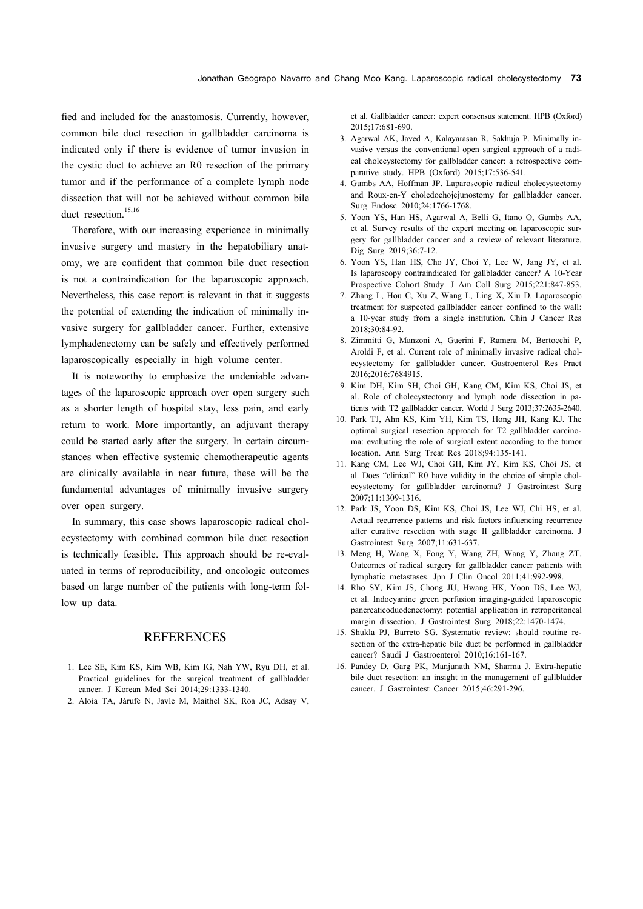fied and included for the anastomosis. Currently, however, common bile duct resection in gallbladder carcinoma is indicated only if there is evidence of tumor invasion in the cystic duct to achieve an R0 resection of the primary tumor and if the performance of a complete lymph node dissection that will not be achieved without common bile duct resection.[15,16]

Therefore, with our increasing experience in minimally invasive surgery and mastery in the hepatobiliary anatomy, we are confident that common bile duct resection is not a contraindication for the laparoscopic approach. Nevertheless, this case report is relevant in that it suggests the potential of extending the indication of minimally invasive surgery for gallbladder cancer. Further, extensive lymphadenectomy can be safely and effectively performed laparoscopically especially in high volume center.

It is noteworthy to emphasize the undeniable advantages of the laparoscopic approach over open surgery such as a shorter length of hospital stay, less pain, and early return to work. More importantly, an adjuvant therapy could be started early after the surgery. In certain circumstances when effective systemic chemotherapeutic agents are clinically available in near future, these will be the fundamental advantages of minimally invasive surgery over open surgery.

In summary, this case shows laparoscopic radical cholecystectomy with combined common bile duct resection is technically feasible. This approach should be re-evaluated in terms of reproducibility, and oncologic outcomes based on large number of the patients with long-term follow up data.

## REFERENCES

1. Lee SE, Kim KS, Kim WB, Kim IG, Nah YW, Ryu DH, et al. Practical guidelines for the surgical treatment of gallbladder cancer. J Korean Med Sci 2014;29:1333-1340.
2. Aloia TA, Járufe N, Javle M, Maithel SK, Roa JC, Adsay V, et al. Gallbladder cancer: expert consensus statement. HPB (Oxford) 2015;17:681-690.
3. Agarwal AK, Javed A, Kalayarasan R, Sakhuja P. Minimally invasive versus the conventional open surgical approach of a radical cholecystectomy for gallbladder cancer: a retrospective comparative study. HPB (Oxford) 2015;17:536-541.
4. Gumbs AA, Hoffman JP. Laparoscopic radical cholecystectomy and Roux-en-Y choledochojejunostomy for gallbladder cancer. Surg Endosc 2010;24:1766-1768.
5. Yoon YS, Han HS, Agarwal A, Belli G, Itano O, Gumbs AA, et al. Survey results of the expert meeting on laparoscopic surgery for gallbladder cancer and a review of relevant literature. Dig Surg 2019;36:7-12.
6. Yoon YS, Han HS, Cho JY, Choi Y, Lee W, Jang JY, et al. Is laparoscopy contraindicated for gallbladder cancer? A 10-Year Prospective Cohort Study. J Am Coll Surg 2015;221:847-853.
7. Zhang L, Hou C, Xu Z, Wang L, Ling X, Xiu D. Laparoscopic treatment for suspected gallbladder cancer confined to the wall: a 10-year study from a single institution. Chin J Cancer Res 2018;30:84-92.
8. Zimmitti G, Manzoni A, Guerini F, Ramera M, Bertocchi P, Aroldi F, et al. Current role of minimally invasive radical cholecystectomy for gallbladder cancer. Gastroenterol Res Pract 2016;2016:7684915.
9. Kim DH, Kim SH, Choi GH, Kang CM, Kim KS, Choi JS, et al. Role of cholecystectomy and lymph node dissection in patients with T2 gallbladder cancer. World J Surg 2013;37:2635-2640.
10. Park TJ, Ahn KS, Kim YH, Kim TS, Hong JH, Kang KJ. The optimal surgical resection approach for T2 gallbladder carcinoma: evaluating the role of surgical extent according to the tumor location. Ann Surg Treat Res 2018;94:135-141.
11. Kang CM, Lee WJ, Choi GH, Kim JY, Kim KS, Choi JS, et al. Does "clinical" R0 have validity in the choice of simple cholecystectomy for gallbladder carcinoma? J Gastrointest Surg 2007;11:1309-1316.
12. Park JS, Yoon DS, Kim KS, Choi JS, Lee WJ, Chi HS, et al. Actual recurrence patterns and risk factors influencing recurrence after curative resection with stage II gallbladder carcinoma. J Gastrointest Surg 2007;11:631-637.
13. Meng H, Wang X, Fong Y, Wang ZH, Wang Y, Zhang ZT. Outcomes of radical surgery for gallbladder cancer patients with lymphatic metastases. Jpn J Clin Oncol 2011;41:992-998.
14. Rho SY, Kim JS, Chong JU, Hwang HK, Yoon DS, Lee WJ, et al. Indocyanine green perfusion imaging-guided laparoscopic pancreaticoduodenectomy: potential application in retroperitoneal margin dissection. J Gastrointest Surg 2018;22:1470-1474.
15. Shukla PJ, Barreto SG. Systematic review: should routine resection of the extra-hepatic bile duct be performed in gallbladder cancer? Saudi J Gastroenterol 2010;16:161-167.
16. Pandey D, Garg PK, Manjunath NM, Sharma J. Extra-hepatic bile duct resection: an insight in the management of gallbladder cancer. J Gastrointest Cancer 2015;46:291-296.